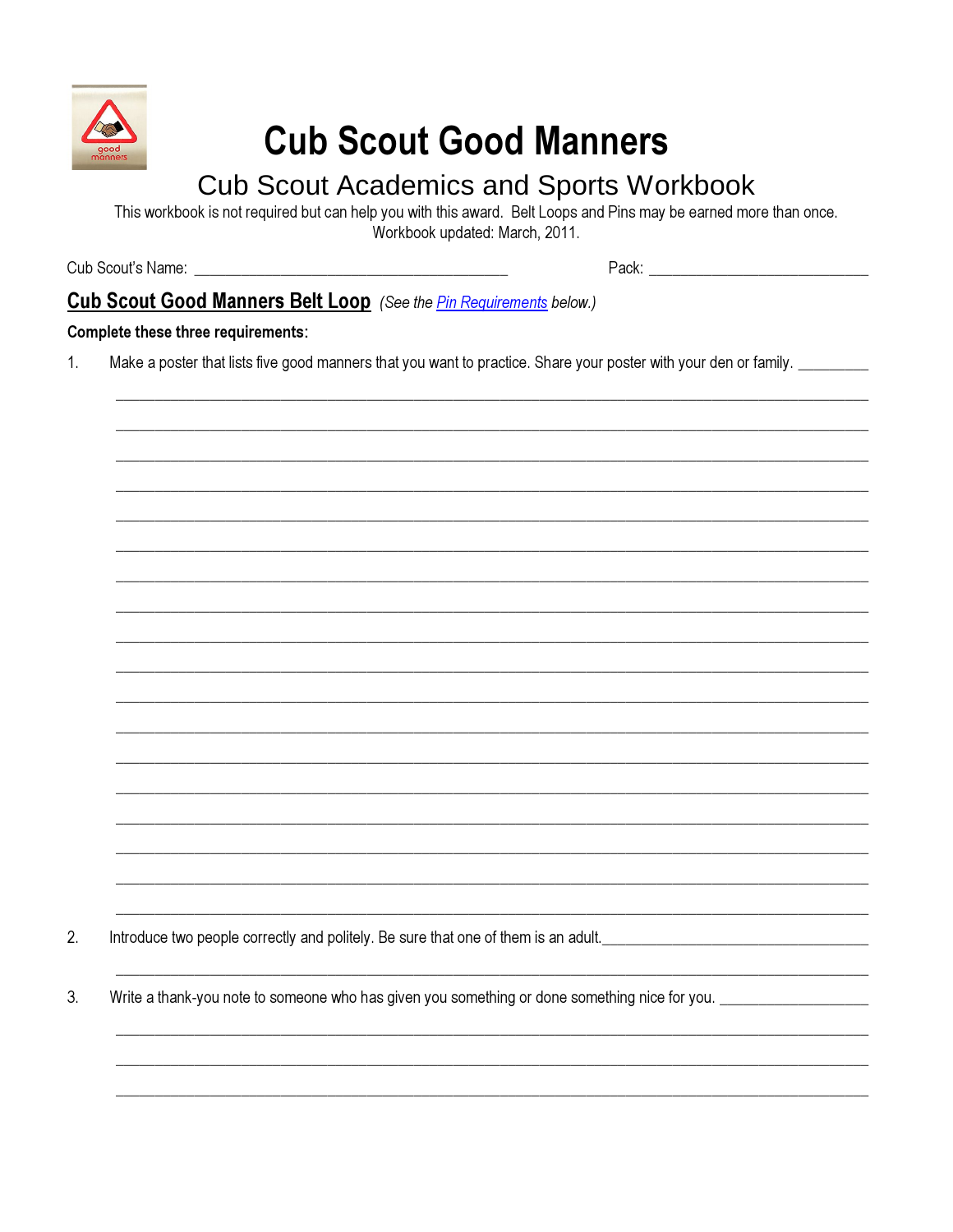# Cub Scout Good Manners

## Cub Scout Academics and Sports Workbook

This workbook is not required but can help you with this award. Belt Loops and Pins may be earned more than once.
Workbook updated: March, 2011.

Cub Scout's Name: ________________________________________ Pack: ______________________________

## Cub Scout Good Manners Belt Loop *(See the Pin Requirements below.)*

**Complete these three requirements:**

1. Make a poster that lists five good manners that you want to practice. Share your poster with your den or family. _________

________________________________________________________________________________________________

________________________________________________________________________________________________

________________________________________________________________________________________________

________________________________________________________________________________________________

________________________________________________________________________________________________

________________________________________________________________________________________________

________________________________________________________________________________________________

________________________________________________________________________________________________

________________________________________________________________________________________________

________________________________________________________________________________________________

________________________________________________________________________________________________

________________________________________________________________________________________________

________________________________________________________________________________________________

________________________________________________________________________________________________

________________________________________________________________________________________________

________________________________________________________________________________________________

________________________________________________________________________________________________

________________________________________________________________________________________________

2. Introduce two people correctly and politely. Be sure that one of them is an adult.___________________________________

________________________________________________________________________________________________

3. Write a thank-you note to someone who has given you something or done something nice for you. ___________________

________________________________________________________________________________________________

________________________________________________________________________________________________

________________________________________________________________________________________________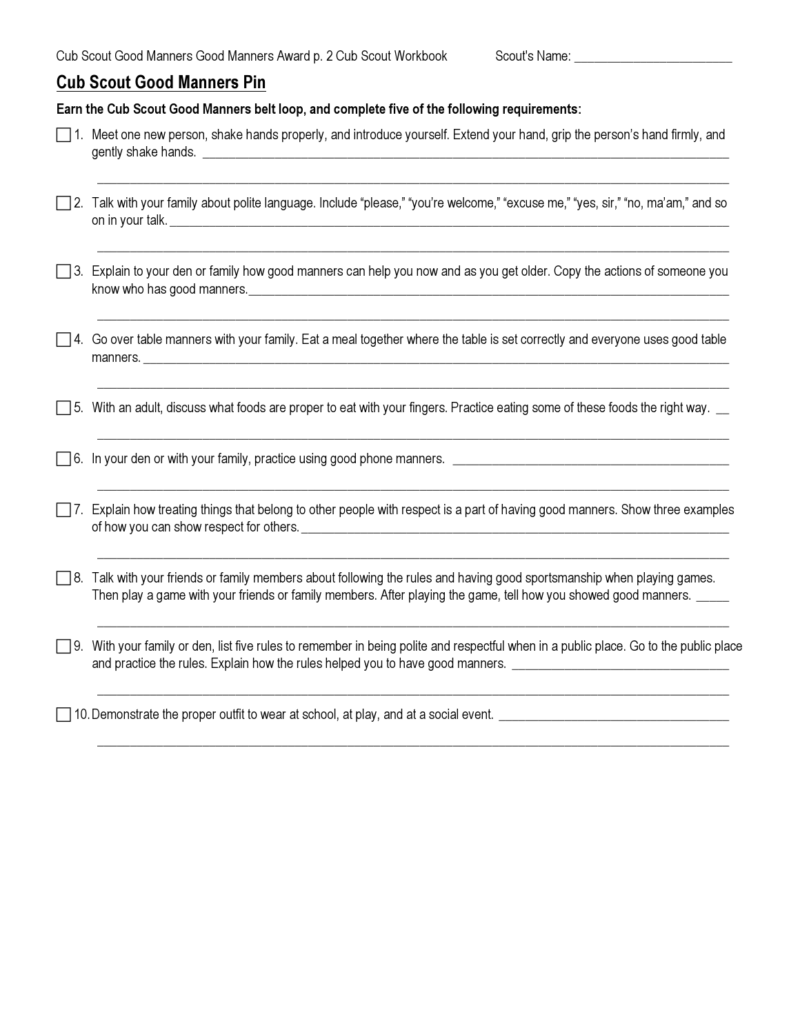Scout's Name: ________________________

## Cub Scout Good Manners Pin

**Earn the Cub Scout Good Manners belt loop, and complete five of the following requirements:**

☐ 1. Meet one new person, shake hands properly, and introduce yourself. Extend your hand, grip the person's hand firmly, and gently shake hands. ________________________________________________________________________________

________________________________________________________________________________

☐ 2. Talk with your family about polite language. Include "please," "you're welcome," "excuse me," "yes, sir," "no, ma'am," and so on in your talk. ________________________________________________________________________________

________________________________________________________________________________

☐ 3. Explain to your den or family how good manners can help you now and as you get older. Copy the actions of someone you know who has good manners.________________________________________________________________________________

________________________________________________________________________________

☐ 4. Go over table manners with your family. Eat a meal together where the table is set correctly and everyone uses good table manners. ________________________________________________________________________________

________________________________________________________________________________

☐ 5. With an adult, discuss what foods are proper to eat with your fingers. Practice eating some of these foods the right way. __

________________________________________________________________________________

☐ 6. In your den or with your family, practice using good phone manners. ________________________________________________

________________________________________________________________________________

☐ 7. Explain how treating things that belong to other people with respect is a part of having good manners. Show three examples of how you can show respect for others.________________________________________________________________________________

________________________________________________________________________________

☐ 8. Talk with your friends or family members about following the rules and having good sportsmanship when playing games. Then play a game with your friends or family members. After playing the game, tell how you showed good manners. _____

________________________________________________________________________________

☐ 9. With your family or den, list five rules to remember in being polite and respectful when in a public place. Go to the public place and practice the rules. Explain how the rules helped you to have good manners. ____________________________________

________________________________________________________________________________

☐ 10. Demonstrate the proper outfit to wear at school, at play, and at a social event. ____________________________________

________________________________________________________________________________